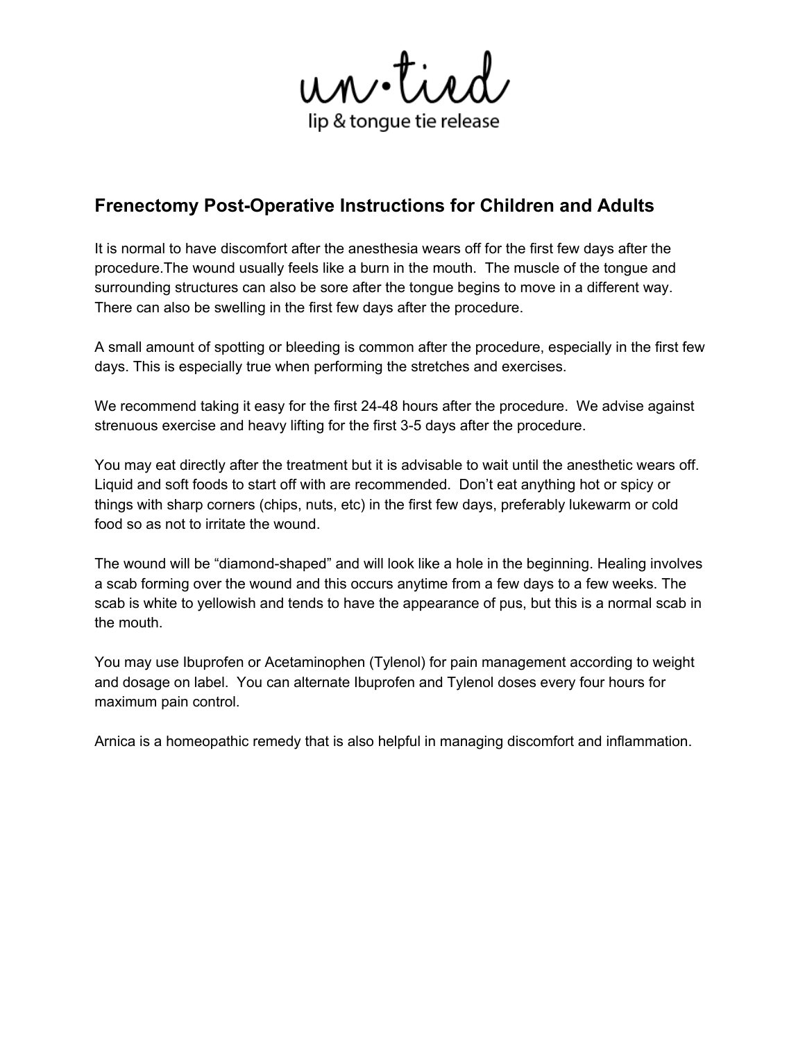un·tied

lip & tongue tie release

## Frenectomy Post-Operative Instructions for Children and Adults

It is normal to have discomfort after the anesthesia wears off for the first few days after the procedure.The wound usually feels like a burn in the mouth. The muscle of the tongue and surrounding structures can also be sore after the tongue begins to move in a different way. There can also be swelling in the first few days after the procedure.

A small amount of spotting or bleeding is common after the procedure, especially in the first few days. This is especially true when performing the stretches and exercises.

We recommend taking it easy for the first 24-48 hours after the procedure. We advise against strenuous exercise and heavy lifting for the first 3-5 days after the procedure.

You may eat directly after the treatment but it is advisable to wait until the anesthetic wears off. Liquid and soft foods to start off with are recommended. Don't eat anything hot or spicy or things with sharp corners (chips, nuts, etc) in the first few days, preferably lukewarm or cold food so as not to irritate the wound.

The wound will be "diamond-shaped" and will look like a hole in the beginning. Healing involves a scab forming over the wound and this occurs anytime from a few days to a few weeks. The scab is white to yellowish and tends to have the appearance of pus, but this is a normal scab in the mouth.

You may use Ibuprofen or Acetaminophen (Tylenol) for pain management according to weight and dosage on label. You can alternate Ibuprofen and Tylenol doses every four hours for maximum pain control.

Arnica is a homeopathic remedy that is also helpful in managing discomfort and inflammation.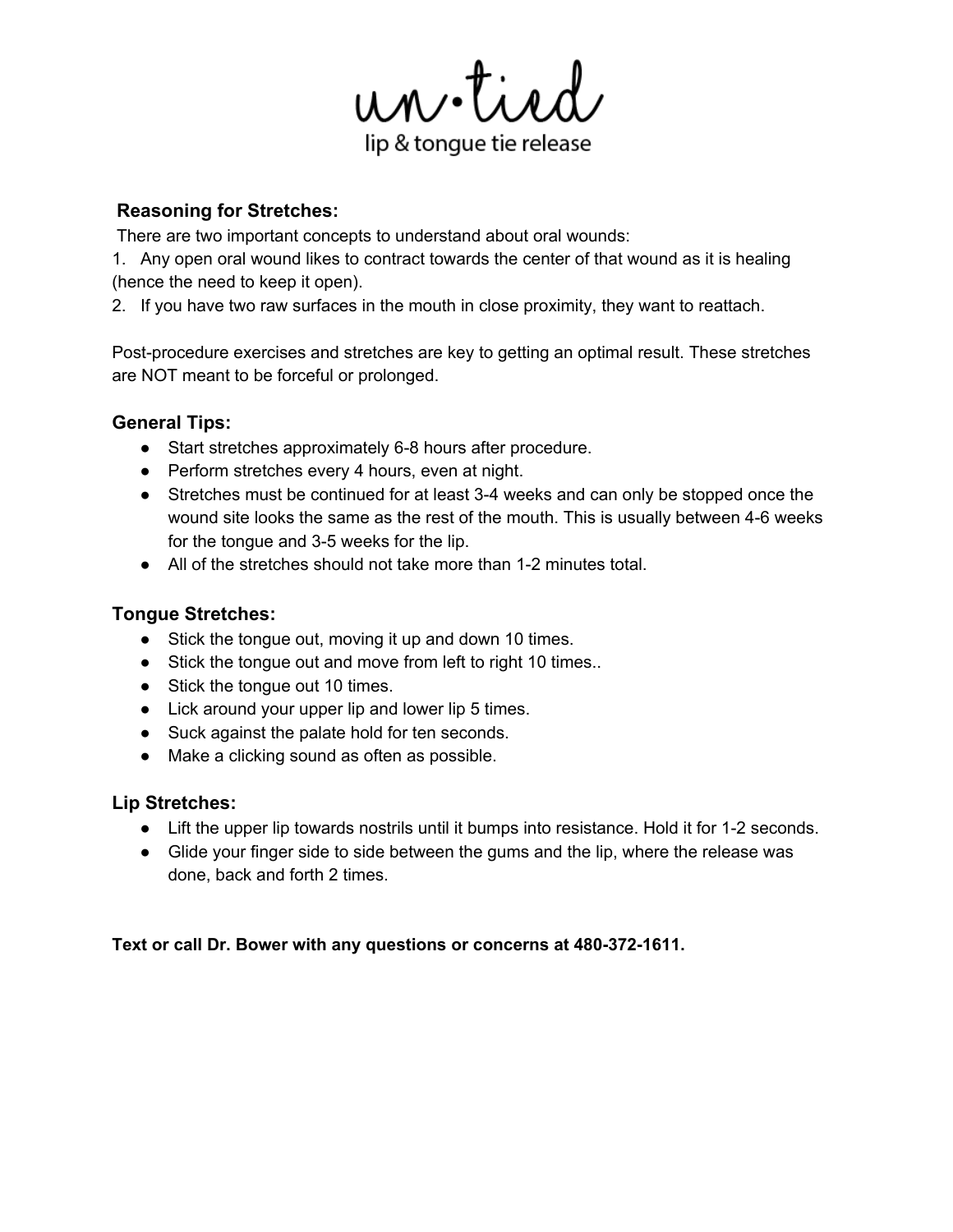# un·tied

lip & tongue tie release

### Reasoning for Stretches:

There are two important concepts to understand about oral wounds:

1. Any open oral wound likes to contract towards the center of that wound as it is healing (hence the need to keep it open).
2. If you have two raw surfaces in the mouth in close proximity, they want to reattach.

Post-procedure exercises and stretches are key to getting an optimal result. These stretches are NOT meant to be forceful or prolonged.

### General Tips:

- Start stretches approximately 6-8 hours after procedure.
- Perform stretches every 4 hours, even at night.
- Stretches must be continued for at least 3-4 weeks and can only be stopped once the wound site looks the same as the rest of the mouth. This is usually between 4-6 weeks for the tongue and 3-5 weeks for the lip.
- All of the stretches should not take more than 1-2 minutes total.

### Tongue Stretches:

- Stick the tongue out, moving it up and down 10 times.
- Stick the tongue out and move from left to right 10 times..
- Stick the tongue out 10 times.
- Lick around your upper lip and lower lip 5 times.
- Suck against the palate hold for ten seconds.
- Make a clicking sound as often as possible.

### Lip Stretches:

- Lift the upper lip towards nostrils until it bumps into resistance. Hold it for 1-2 seconds.
- Glide your finger side to side between the gums and the lip, where the release was done, back and forth 2 times.

**Text or call Dr. Bower with any questions or concerns at 480-372-1611.**